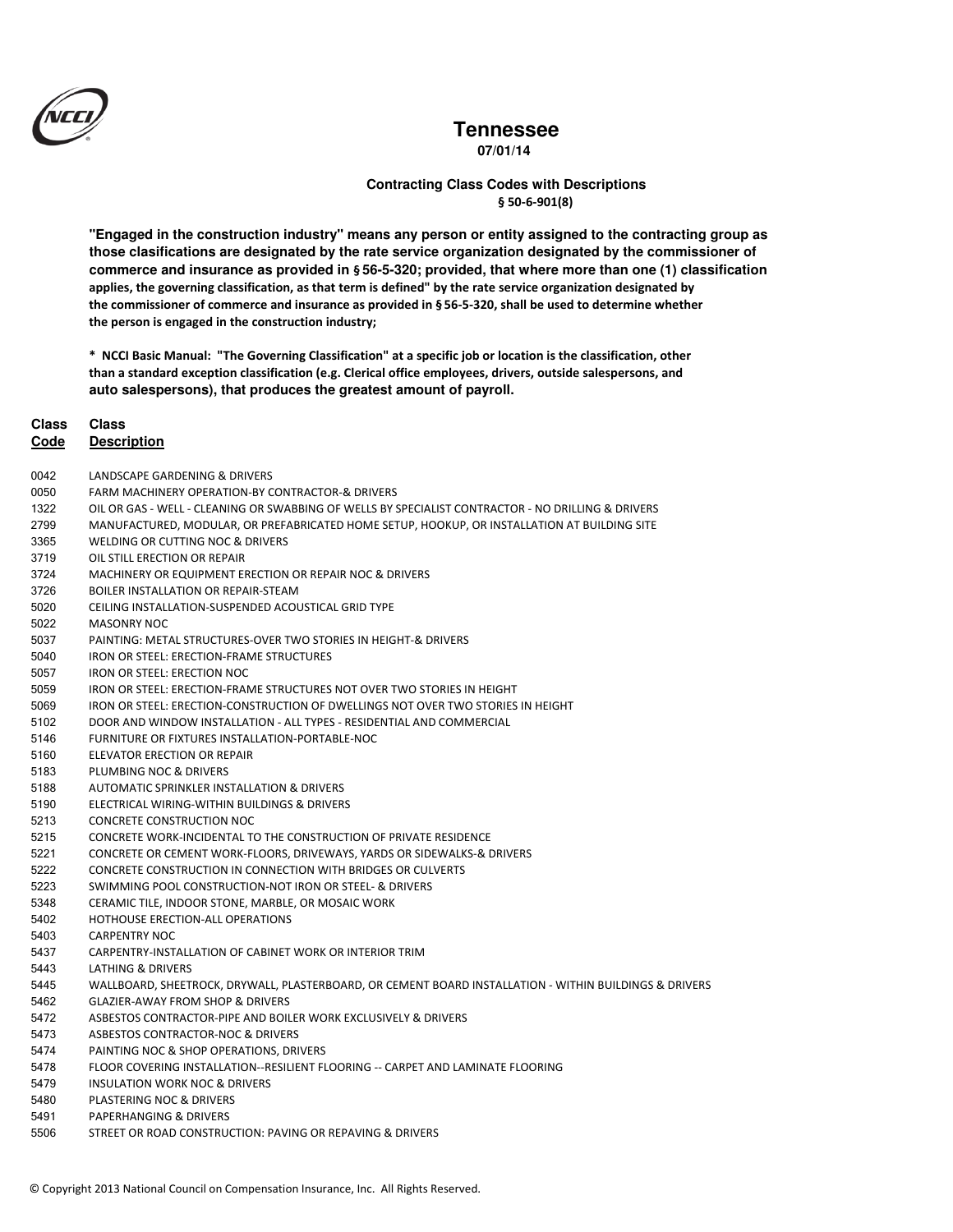# Tennessee

**07/01/14**

**Contracting Class Codes with Descriptions**
**§ 50-6-901(8)**

**"Engaged in the construction industry" means any person or entity assigned to the contracting group as those clasifications are designated by the rate service organization designated by the commissioner of commerce and insurance as provided in § 56-5-320; provided, that where more than one (1) classification applies, the governing classification, as that term is defined" by the rate service organization designated by the commissioner of commerce and insurance as provided in § 56-5-320, shall be used to determine whether the person is engaged in the construction industry;**

**\* NCCI Basic Manual: "The Governing Classification" at a specific job or location is the classification, other than a standard exception classification (e.g. Clerical office employees, drivers, outside salespersons, and auto salespersons), that produces the greatest amount of payroll.**

| Class Code | Class Description |
|---|---|
| 0042 | LANDSCAPE GARDENING & DRIVERS |
| 0050 | FARM MACHINERY OPERATION-BY CONTRACTOR-& DRIVERS |
| 1322 | OIL OR GAS - WELL - CLEANING OR SWABBING OF WELLS BY SPECIALIST CONTRACTOR - NO DRILLING & DRIVERS |
| 2799 | MANUFACTURED, MODULAR, OR PREFABRICATED HOME SETUP, HOOKUP, OR INSTALLATION AT BUILDING SITE |
| 3365 | WELDING OR CUTTING NOC & DRIVERS |
| 3719 | OIL STILL ERECTION OR REPAIR |
| 3724 | MACHINERY OR EQUIPMENT ERECTION OR REPAIR NOC & DRIVERS |
| 3726 | BOILER INSTALLATION OR REPAIR-STEAM |
| 5020 | CEILING INSTALLATION-SUSPENDED ACOUSTICAL GRID TYPE |
| 5022 | MASONRY NOC |
| 5037 | PAINTING: METAL STRUCTURES-OVER TWO STORIES IN HEIGHT-& DRIVERS |
| 5040 | IRON OR STEEL: ERECTION-FRAME STRUCTURES |
| 5057 | IRON OR STEEL: ERECTION NOC |
| 5059 | IRON OR STEEL: ERECTION-FRAME STRUCTURES NOT OVER TWO STORIES IN HEIGHT |
| 5069 | IRON OR STEEL: ERECTION-CONSTRUCTION OF DWELLINGS NOT OVER TWO STORIES IN HEIGHT |
| 5102 | DOOR AND WINDOW INSTALLATION - ALL TYPES - RESIDENTIAL AND COMMERCIAL |
| 5146 | FURNITURE OR FIXTURES INSTALLATION-PORTABLE-NOC |
| 5160 | ELEVATOR ERECTION OR REPAIR |
| 5183 | PLUMBING NOC & DRIVERS |
| 5188 | AUTOMATIC SPRINKLER INSTALLATION & DRIVERS |
| 5190 | ELECTRICAL WIRING-WITHIN BUILDINGS & DRIVERS |
| 5213 | CONCRETE CONSTRUCTION NOC |
| 5215 | CONCRETE WORK-INCIDENTAL TO THE CONSTRUCTION OF PRIVATE RESIDENCE |
| 5221 | CONCRETE OR CEMENT WORK-FLOORS, DRIVEWAYS, YARDS OR SIDEWALKS-& DRIVERS |
| 5222 | CONCRETE CONSTRUCTION IN CONNECTION WITH BRIDGES OR CULVERTS |
| 5223 | SWIMMING POOL CONSTRUCTION-NOT IRON OR STEEL- & DRIVERS |
| 5348 | CERAMIC TILE, INDOOR STONE, MARBLE, OR MOSAIC WORK |
| 5402 | HOTHOUSE ERECTION-ALL OPERATIONS |
| 5403 | CARPENTRY NOC |
| 5437 | CARPENTRY-INSTALLATION OF CABINET WORK OR INTERIOR TRIM |
| 5443 | LATHING & DRIVERS |
| 5445 | WALLBOARD, SHEETROCK, DRYWALL, PLASTERBOARD, OR CEMENT BOARD INSTALLATION - WITHIN BUILDINGS & DRIVERS |
| 5462 | GLAZIER-AWAY FROM SHOP & DRIVERS |
| 5472 | ASBESTOS CONTRACTOR-PIPE AND BOILER WORK EXCLUSIVELY & DRIVERS |
| 5473 | ASBESTOS CONTRACTOR-NOC & DRIVERS |
| 5474 | PAINTING NOC & SHOP OPERATIONS, DRIVERS |
| 5478 | FLOOR COVERING INSTALLATION--RESILIENT FLOORING -- CARPET AND LAMINATE FLOORING |
| 5479 | INSULATION WORK NOC & DRIVERS |
| 5480 | PLASTERING NOC & DRIVERS |
| 5491 | PAPERHANGING & DRIVERS |
| 5506 | STREET OR ROAD CONSTRUCTION: PAVING OR REPAVING & DRIVERS |

© Copyright 2013 National Council on Compensation Insurance, Inc. All Rights Reserved.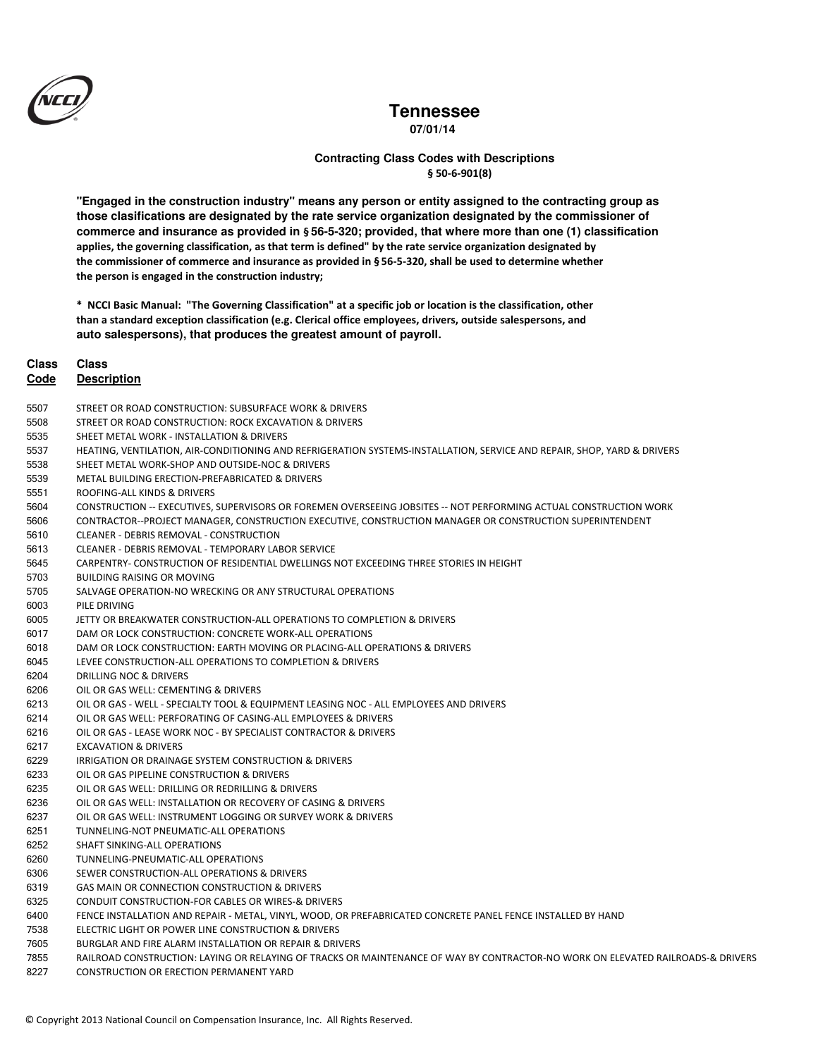# Tennessee

**07/01/14**

**Contracting Class Codes with Descriptions**
**§ 50-6-901(8)**

**"Engaged in the construction industry" means any person or entity assigned to the contracting group as those clasifications are designated by the rate service organization designated by the commissioner of commerce and insurance as provided in § 56-5-320; provided, that where more than one (1) classification applies, the governing classification, as that term is defined" by the rate service organization designated by the commissioner of commerce and insurance as provided in § 56-5-320, shall be used to determine whether the person is engaged in the construction industry;**

**\* NCCI Basic Manual: "The Governing Classification" at a specific job or location is the classification, other than a standard exception classification (e.g. Clerical office employees, drivers, outside salespersons, and auto salespersons), that produces the greatest amount of payroll.**

| Class Code | Class Description |
|---|---|
| 5507 | STREET OR ROAD CONSTRUCTION: SUBSURFACE WORK & DRIVERS |
| 5508 | STREET OR ROAD CONSTRUCTION: ROCK EXCAVATION & DRIVERS |
| 5535 | SHEET METAL WORK - INSTALLATION & DRIVERS |
| 5537 | HEATING, VENTILATION, AIR-CONDITIONING AND REFRIGERATION SYSTEMS-INSTALLATION, SERVICE AND REPAIR, SHOP, YARD & DRIVERS |
| 5538 | SHEET METAL WORK-SHOP AND OUTSIDE-NOC & DRIVERS |
| 5539 | METAL BUILDING ERECTION-PREFABRICATED & DRIVERS |
| 5551 | ROOFING-ALL KINDS & DRIVERS |
| 5604 | CONSTRUCTION -- EXECUTIVES, SUPERVISORS OR FOREMEN OVERSEEING JOBSITES -- NOT PERFORMING ACTUAL CONSTRUCTION WORK |
| 5606 | CONTRACTOR--PROJECT MANAGER, CONSTRUCTION EXECUTIVE, CONSTRUCTION MANAGER OR CONSTRUCTION SUPERINTENDENT |
| 5610 | CLEANER - DEBRIS REMOVAL - CONSTRUCTION |
| 5613 | CLEANER - DEBRIS REMOVAL - TEMPORARY LABOR SERVICE |
| 5645 | CARPENTRY- CONSTRUCTION OF RESIDENTIAL DWELLINGS NOT EXCEEDING THREE STORIES IN HEIGHT |
| 5703 | BUILDING RAISING OR MOVING |
| 5705 | SALVAGE OPERATION-NO WRECKING OR ANY STRUCTURAL OPERATIONS |
| 6003 | PILE DRIVING |
| 6005 | JETTY OR BREAKWATER CONSTRUCTION-ALL OPERATIONS TO COMPLETION & DRIVERS |
| 6017 | DAM OR LOCK CONSTRUCTION: CONCRETE WORK-ALL OPERATIONS |
| 6018 | DAM OR LOCK CONSTRUCTION: EARTH MOVING OR PLACING-ALL OPERATIONS & DRIVERS |
| 6045 | LEVEE CONSTRUCTION-ALL OPERATIONS TO COMPLETION & DRIVERS |
| 6204 | DRILLING NOC & DRIVERS |
| 6206 | OIL OR GAS WELL: CEMENTING & DRIVERS |
| 6213 | OIL OR GAS - WELL - SPECIALTY TOOL & EQUIPMENT LEASING NOC - ALL EMPLOYEES AND DRIVERS |
| 6214 | OIL OR GAS WELL: PERFORATING OF CASING-ALL EMPLOYEES & DRIVERS |
| 6216 | OIL OR GAS - LEASE WORK NOC - BY SPECIALIST CONTRACTOR & DRIVERS |
| 6217 | EXCAVATION & DRIVERS |
| 6229 | IRRIGATION OR DRAINAGE SYSTEM CONSTRUCTION & DRIVERS |
| 6233 | OIL OR GAS PIPELINE CONSTRUCTION & DRIVERS |
| 6235 | OIL OR GAS WELL: DRILLING OR REDRILLING & DRIVERS |
| 6236 | OIL OR GAS WELL: INSTALLATION OR RECOVERY OF CASING & DRIVERS |
| 6237 | OIL OR GAS WELL: INSTRUMENT LOGGING OR SURVEY WORK & DRIVERS |
| 6251 | TUNNELING-NOT PNEUMATIC-ALL OPERATIONS |
| 6252 | SHAFT SINKING-ALL OPERATIONS |
| 6260 | TUNNELING-PNEUMATIC-ALL OPERATIONS |
| 6306 | SEWER CONSTRUCTION-ALL OPERATIONS & DRIVERS |
| 6319 | GAS MAIN OR CONNECTION CONSTRUCTION & DRIVERS |
| 6325 | CONDUIT CONSTRUCTION-FOR CABLES OR WIRES-& DRIVERS |
| 6400 | FENCE INSTALLATION AND REPAIR - METAL, VINYL, WOOD, OR PREFABRICATED CONCRETE PANEL FENCE INSTALLED BY HAND |
| 7538 | ELECTRIC LIGHT OR POWER LINE CONSTRUCTION & DRIVERS |
| 7605 | BURGLAR AND FIRE ALARM INSTALLATION OR REPAIR & DRIVERS |
| 7855 | RAILROAD CONSTRUCTION: LAYING OR RELAYING OF TRACKS OR MAINTENANCE OF WAY BY CONTRACTOR-NO WORK ON ELEVATED RAILROADS-& DRIVERS |
| 8227 | CONSTRUCTION OR ERECTION PERMANENT YARD |

© Copyright 2013 National Council on Compensation Insurance, Inc. All Rights Reserved.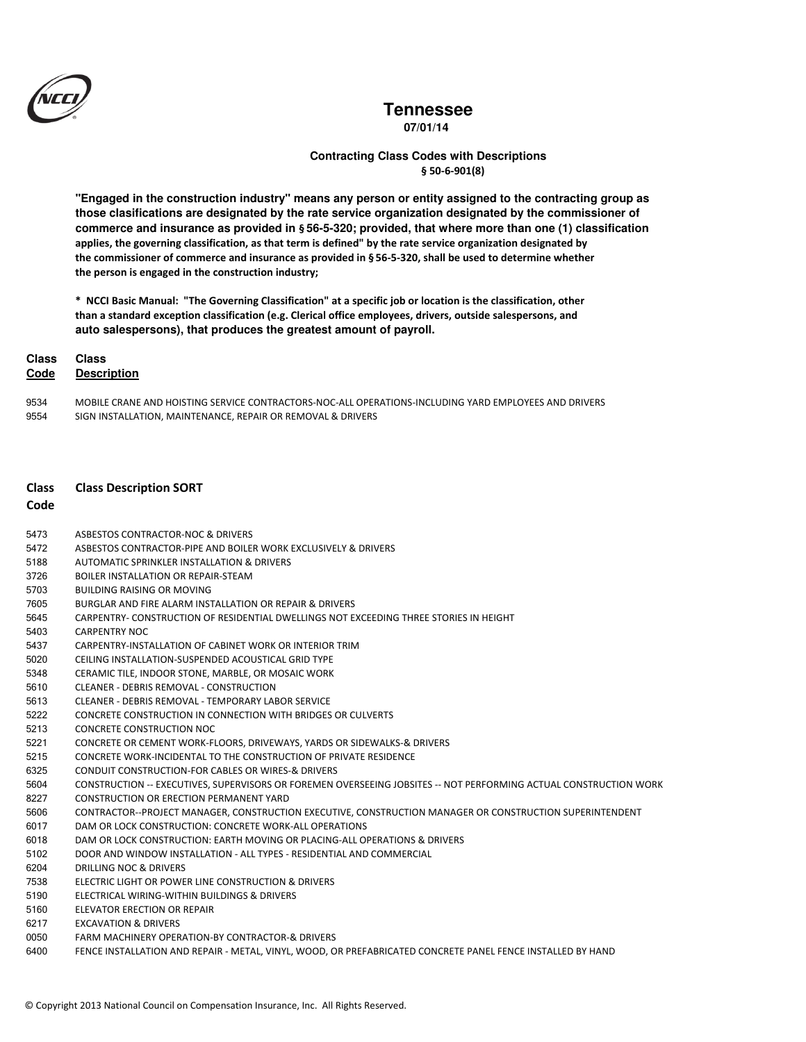# Tennessee

**07/01/14**

**Contracting Class Codes with Descriptions**
**§ 50-6-901(8)**

**"Engaged in the construction industry" means any person or entity assigned to the contracting group as those clasifications are designated by the rate service organization designated by the commissioner of commerce and insurance as provided in § 56-5-320; provided, that where more than one (1) classification applies, the governing classification, as that term is defined" by the rate service organization designated by the commissioner of commerce and insurance as provided in § 56-5-320, shall be used to determine whether the person is engaged in the construction industry;**

**\* NCCI Basic Manual: "The Governing Classification" at a specific job or location is the classification, other than a standard exception classification (e.g. Clerical office employees, drivers, outside salespersons, and auto salespersons), that produces the greatest amount of payroll.**

| Class Code | Class Description |
|---|---|
| 9534 | MOBILE CRANE AND HOISTING SERVICE CONTRACTORS-NOC-ALL OPERATIONS-INCLUDING YARD EMPLOYEES AND DRIVERS |
| 9554 | SIGN INSTALLATION, MAINTENANCE, REPAIR OR REMOVAL & DRIVERS |

| Class Code | Class Description SORT |
|---|---|
| 5473 | ASBESTOS CONTRACTOR-NOC & DRIVERS |
| 5472 | ASBESTOS CONTRACTOR-PIPE AND BOILER WORK EXCLUSIVELY & DRIVERS |
| 5188 | AUTOMATIC SPRINKLER INSTALLATION & DRIVERS |
| 3726 | BOILER INSTALLATION OR REPAIR-STEAM |
| 5703 | BUILDING RAISING OR MOVING |
| 7605 | BURGLAR AND FIRE ALARM INSTALLATION OR REPAIR & DRIVERS |
| 5645 | CARPENTRY- CONSTRUCTION OF RESIDENTIAL DWELLINGS NOT EXCEEDING THREE STORIES IN HEIGHT |
| 5403 | CARPENTRY NOC |
| 5437 | CARPENTRY-INSTALLATION OF CABINET WORK OR INTERIOR TRIM |
| 5020 | CEILING INSTALLATION-SUSPENDED ACOUSTICAL GRID TYPE |
| 5348 | CERAMIC TILE, INDOOR STONE, MARBLE, OR MOSAIC WORK |
| 5610 | CLEANER - DEBRIS REMOVAL - CONSTRUCTION |
| 5613 | CLEANER - DEBRIS REMOVAL - TEMPORARY LABOR SERVICE |
| 5222 | CONCRETE CONSTRUCTION IN CONNECTION WITH BRIDGES OR CULVERTS |
| 5213 | CONCRETE CONSTRUCTION NOC |
| 5221 | CONCRETE OR CEMENT WORK-FLOORS, DRIVEWAYS, YARDS OR SIDEWALKS-& DRIVERS |
| 5215 | CONCRETE WORK-INCIDENTAL TO THE CONSTRUCTION OF PRIVATE RESIDENCE |
| 6325 | CONDUIT CONSTRUCTION-FOR CABLES OR WIRES-& DRIVERS |
| 5604 | CONSTRUCTION -- EXECUTIVES, SUPERVISORS OR FOREMEN OVERSEEING JOBSITES -- NOT PERFORMING ACTUAL CONSTRUCTION WORK |
| 8227 | CONSTRUCTION OR ERECTION PERMANENT YARD |
| 5606 | CONTRACTOR--PROJECT MANAGER, CONSTRUCTION EXECUTIVE, CONSTRUCTION MANAGER OR CONSTRUCTION SUPERINTENDENT |
| 6017 | DAM OR LOCK CONSTRUCTION: CONCRETE WORK-ALL OPERATIONS |
| 6018 | DAM OR LOCK CONSTRUCTION: EARTH MOVING OR PLACING-ALL OPERATIONS & DRIVERS |
| 5102 | DOOR AND WINDOW INSTALLATION - ALL TYPES - RESIDENTIAL AND COMMERCIAL |
| 6204 | DRILLING NOC & DRIVERS |
| 7538 | ELECTRIC LIGHT OR POWER LINE CONSTRUCTION & DRIVERS |
| 5190 | ELECTRICAL WIRING-WITHIN BUILDINGS & DRIVERS |
| 5160 | ELEVATOR ERECTION OR REPAIR |
| 6217 | EXCAVATION & DRIVERS |
| 0050 | FARM MACHINERY OPERATION-BY CONTRACTOR-& DRIVERS |
| 6400 | FENCE INSTALLATION AND REPAIR - METAL, VINYL, WOOD, OR PREFABRICATED CONCRETE PANEL FENCE INSTALLED BY HAND |

© Copyright 2013 National Council on Compensation Insurance, Inc. All Rights Reserved.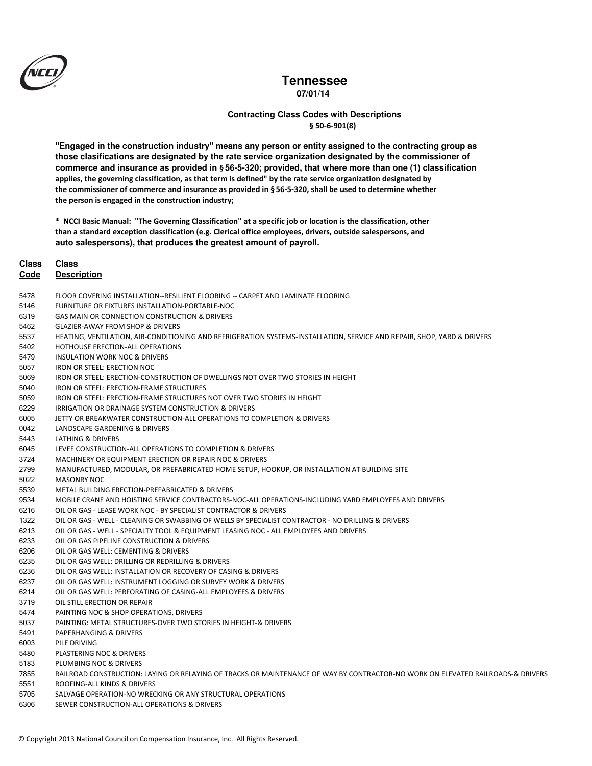# Tennessee

**07/01/14**

**Contracting Class Codes with Descriptions**
**§ 50-6-901(8)**

**"Engaged in the construction industry" means any person or entity assigned to the contracting group as those clasifications are designated by the rate service organization designated by the commissioner of commerce and insurance as provided in § 56-5-320; provided, that where more than one (1) classification applies, the governing classification, as that term is defined" by the rate service organization designated by the commissioner of commerce and insurance as provided in § 56-5-320, shall be used to determine whether the person is engaged in the construction industry;**

**\* NCCI Basic Manual: "The Governing Classification" at a specific job or location is the classification, other than a standard exception classification (e.g. Clerical office employees, drivers, outside salespersons, and auto salespersons), that produces the greatest amount of payroll.**

| Class Code | Class Description |
|---|---|
| 5478 | FLOOR COVERING INSTALLATION--RESILIENT FLOORING -- CARPET AND LAMINATE FLOORING |
| 5146 | FURNITURE OR FIXTURES INSTALLATION-PORTABLE-NOC |
| 6319 | GAS MAIN OR CONNECTION CONSTRUCTION & DRIVERS |
| 5462 | GLAZIER-AWAY FROM SHOP & DRIVERS |
| 5537 | HEATING, VENTILATION, AIR-CONDITIONING AND REFRIGERATION SYSTEMS-INSTALLATION, SERVICE AND REPAIR, SHOP, YARD & DRIVERS |
| 5402 | HOTHOUSE ERECTION-ALL OPERATIONS |
| 5479 | INSULATION WORK NOC & DRIVERS |
| 5057 | IRON OR STEEL: ERECTION NOC |
| 5069 | IRON OR STEEL: ERECTION-CONSTRUCTION OF DWELLINGS NOT OVER TWO STORIES IN HEIGHT |
| 5040 | IRON OR STEEL: ERECTION-FRAME STRUCTURES |
| 5059 | IRON OR STEEL: ERECTION-FRAME STRUCTURES NOT OVER TWO STORIES IN HEIGHT |
| 6229 | IRRIGATION OR DRAINAGE SYSTEM CONSTRUCTION & DRIVERS |
| 6005 | JETTY OR BREAKWATER CONSTRUCTION-ALL OPERATIONS TO COMPLETION & DRIVERS |
| 0042 | LANDSCAPE GARDENING & DRIVERS |
| 5443 | LATHING & DRIVERS |
| 6045 | LEVEE CONSTRUCTION-ALL OPERATIONS TO COMPLETION & DRIVERS |
| 3724 | MACHINERY OR EQUIPMENT ERECTION OR REPAIR NOC & DRIVERS |
| 2799 | MANUFACTURED, MODULAR, OR PREFABRICATED HOME SETUP, HOOKUP, OR INSTALLATION AT BUILDING SITE |
| 5022 | MASONRY NOC |
| 5539 | METAL BUILDING ERECTION-PREFABRICATED & DRIVERS |
| 9534 | MOBILE CRANE AND HOISTING SERVICE CONTRACTORS-NOC-ALL OPERATIONS-INCLUDING YARD EMPLOYEES AND DRIVERS |
| 6216 | OIL OR GAS - LEASE WORK NOC - BY SPECIALIST CONTRACTOR & DRIVERS |
| 1322 | OIL OR GAS - WELL - CLEANING OR SWABBING OF WELLS BY SPECIALIST CONTRACTOR - NO DRILLING & DRIVERS |
| 6213 | OIL OR GAS - WELL - SPECIALTY TOOL & EQUIPMENT LEASING NOC - ALL EMPLOYEES AND DRIVERS |
| 6233 | OIL OR GAS PIPELINE CONSTRUCTION & DRIVERS |
| 6206 | OIL OR GAS WELL: CEMENTING & DRIVERS |
| 6235 | OIL OR GAS WELL: DRILLING OR REDRILLING & DRIVERS |
| 6236 | OIL OR GAS WELL: INSTALLATION OR RECOVERY OF CASING & DRIVERS |
| 6237 | OIL OR GAS WELL: INSTRUMENT LOGGING OR SURVEY WORK & DRIVERS |
| 6214 | OIL OR GAS WELL: PERFORATING OF CASING-ALL EMPLOYEES & DRIVERS |
| 3719 | OIL STILL ERECTION OR REPAIR |
| 5474 | PAINTING NOC & SHOP OPERATIONS, DRIVERS |
| 5037 | PAINTING: METAL STRUCTURES-OVER TWO STORIES IN HEIGHT-& DRIVERS |
| 5491 | PAPERHANGING & DRIVERS |
| 6003 | PILE DRIVING |
| 5480 | PLASTERING NOC & DRIVERS |
| 5183 | PLUMBING NOC & DRIVERS |
| 7855 | RAILROAD CONSTRUCTION: LAYING OR RELAYING OF TRACKS OR MAINTENANCE OF WAY BY CONTRACTOR-NO WORK ON ELEVATED RAILROADS-& DRIVERS |
| 5551 | ROOFING-ALL KINDS & DRIVERS |
| 5705 | SALVAGE OPERATION-NO WRECKING OR ANY STRUCTURAL OPERATIONS |
| 6306 | SEWER CONSTRUCTION-ALL OPERATIONS & DRIVERS |

© Copyright 2013 National Council on Compensation Insurance, Inc. All Rights Reserved.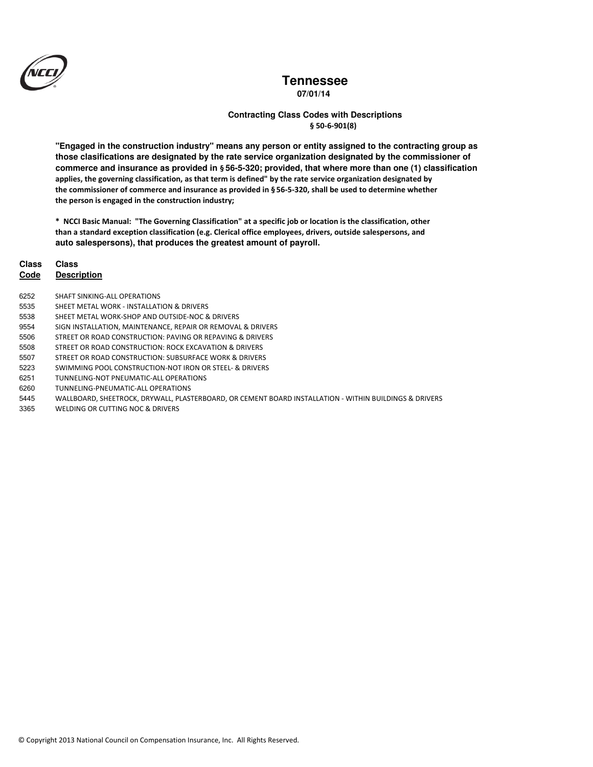# Tennessee

**07/01/14**

**Contracting Class Codes with Descriptions**
**§ 50-6-901(8)**

**"Engaged in the construction industry" means any person or entity assigned to the contracting group as those clasifications are designated by the rate service organization designated by the commissioner of commerce and insurance as provided in § 56-5-320; provided, that where more than one (1) classification applies, the governing classification, as that term is defined" by the rate service organization designated by the commissioner of commerce and insurance as provided in § 56-5-320, shall be used to determine whether the person is engaged in the construction industry;**

**\* NCCI Basic Manual: "The Governing Classification" at a specific job or location is the classification, other than a standard exception classification (e.g. Clerical office employees, drivers, outside salespersons, and auto salespersons), that produces the greatest amount of payroll.**

| Class Code | Class Description |
|---|---|
| 6252 | SHAFT SINKING-ALL OPERATIONS |
| 5535 | SHEET METAL WORK - INSTALLATION & DRIVERS |
| 5538 | SHEET METAL WORK-SHOP AND OUTSIDE-NOC & DRIVERS |
| 9554 | SIGN INSTALLATION, MAINTENANCE, REPAIR OR REMOVAL & DRIVERS |
| 5506 | STREET OR ROAD CONSTRUCTION: PAVING OR REPAVING & DRIVERS |
| 5508 | STREET OR ROAD CONSTRUCTION: ROCK EXCAVATION & DRIVERS |
| 5507 | STREET OR ROAD CONSTRUCTION: SUBSURFACE WORK & DRIVERS |
| 5223 | SWIMMING POOL CONSTRUCTION-NOT IRON OR STEEL- & DRIVERS |
| 6251 | TUNNELING-NOT PNEUMATIC-ALL OPERATIONS |
| 6260 | TUNNELING-PNEUMATIC-ALL OPERATIONS |
| 5445 | WALLBOARD, SHEETROCK, DRYWALL, PLASTERBOARD, OR CEMENT BOARD INSTALLATION - WITHIN BUILDINGS & DRIVERS |
| 3365 | WELDING OR CUTTING NOC & DRIVERS |

© Copyright 2013 National Council on Compensation Insurance, Inc. All Rights Reserved.